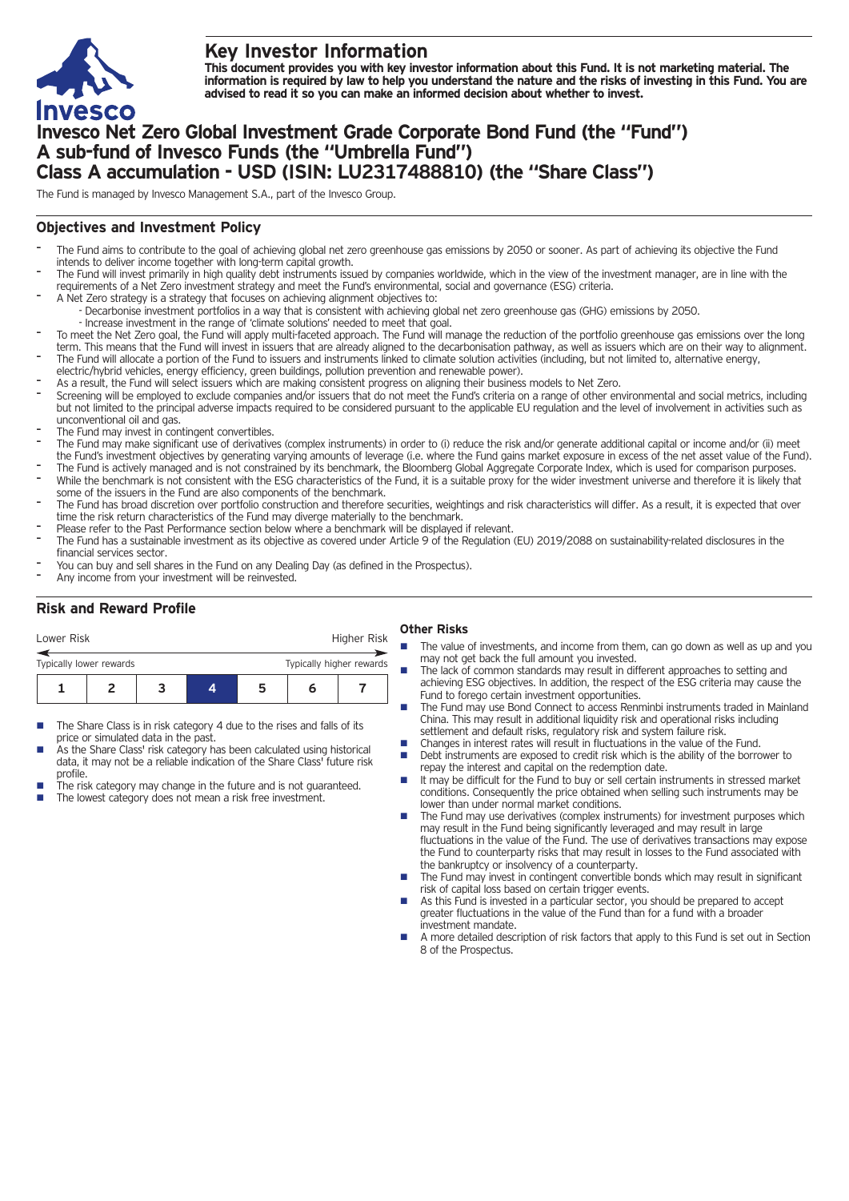# Key Investor Information

**This document provides you with key investor information about this Fund. It is not marketing material. The information is required by law to help you understand the nature and the risks of investing in this Fund. You are advised to read it so you can make an informed decision about whether to invest.**

# Invesco Net Zero Global Investment Grade Corporate Bond Fund (the "Fund")
# A sub-fund of Invesco Funds (the "Umbrella Fund")
# Class A accumulation - USD (ISIN: LU2317488810) (the "Share Class")

The Fund is managed by Invesco Management S.A., part of the Invesco Group.

## Objectives and Investment Policy

- The Fund aims to contribute to the goal of achieving global net zero greenhouse gas emissions by 2050 or sooner. As part of achieving its objective the Fund intends to deliver income together with long-term capital growth.
- The Fund will invest primarily in high quality debt instruments issued by companies worldwide, which in the view of the investment manager, are in line with the requirements of a Net Zero investment strategy and meet the Fund's environmental, social and governance (ESG) criteria.
- A Net Zero strategy is a strategy that focuses on achieving alignment objectives to:
  - Decarbonise investment portfolios in a way that is consistent with achieving global net zero greenhouse gas (GHG) emissions by 2050.
  - Increase investment in the range of 'climate solutions' needed to meet that goal.
- To meet the Net Zero goal, the Fund will apply multi-faceted approach. The Fund will manage the reduction of the portfolio greenhouse gas emissions over the long term. This means that the Fund will invest in issuers that are already aligned to the decarbonisation pathway, as well as issuers which are on their way to alignment.
- The Fund will allocate a portion of the Fund to issuers and instruments linked to climate solution activities (including, but not limited to, alternative energy, electric/hybrid vehicles, energy efficiency, green buildings, pollution prevention and renewable power).
- As a result, the Fund will select issuers which are making consistent progress on aligning their business models to Net Zero.
- Screening will be employed to exclude companies and/or issuers that do not meet the Fund's criteria on a range of other environmental and social metrics, including but not limited to the principal adverse impacts required to be considered pursuant to the applicable EU regulation and the level of involvement in activities such as unconventional oil and gas.
- The Fund may invest in contingent convertibles.
- The Fund may make significant use of derivatives (complex instruments) in order to (i) reduce the risk and/or generate additional capital or income and/or (ii) meet the Fund's investment objectives by generating varying amounts of leverage (i.e. where the Fund gains market exposure in excess of the net asset value of the Fund).
- The Fund is actively managed and is not constrained by its benchmark, the Bloomberg Global Aggregate Corporate Index, which is used for comparison purposes.
- While the benchmark is not consistent with the ESG characteristics of the Fund, it is a suitable proxy for the wider investment universe and therefore it is likely that some of the issuers in the Fund are also components of the benchmark.
- The Fund has broad discretion over portfolio construction and therefore securities, weightings and risk characteristics will differ. As a result, it is expected that over time the risk return characteristics of the Fund may diverge materially to the benchmark.
- Please refer to the Past Performance section below where a benchmark will be displayed if relevant.
- The Fund has a sustainable investment as its objective as covered under Article 9 of the Regulation (EU) 2019/2088 on sustainability-related disclosures in the financial services sector.
- You can buy and sell shares in the Fund on any Dealing Day (as defined in the Prospectus).
- Any income from your investment will be reinvested.

## Risk and Reward Profile

| Lower Risk | | | | | | Higher Risk |
|---|---|---|---|---|---|---|
| Typically lower rewards | | | | | | Typically higher rewards |
| 1 | 2 | 3 | **4** | 5 | 6 | 7 |

- The Share Class is in risk category 4 due to the rises and falls of its price or simulated data in the past.
- As the Share Class' risk category has been calculated using historical data, it may not be a reliable indication of the Share Class' future risk profile.
- The risk category may change in the future and is not guaranteed.
- The lowest category does not mean a risk free investment.

### Other Risks

- The value of investments, and income from them, can go down as well as up and you may not get back the full amount you invested.
- The lack of common standards may result in different approaches to setting and achieving ESG objectives. In addition, the respect of the ESG criteria may cause the Fund to forego certain investment opportunities.
- The Fund may use Bond Connect to access Renminbi instruments traded in Mainland China. This may result in additional liquidity risk and operational risks including settlement and default risks, regulatory risk and system failure risk.
- Changes in interest rates will result in fluctuations in the value of the Fund.
- Debt instruments are exposed to credit risk which is the ability of the borrower to repay the interest and capital on the redemption date.
- It may be difficult for the Fund to buy or sell certain instruments in stressed market conditions. Consequently the price obtained when selling such instruments may be lower than under normal market conditions.
- The Fund may use derivatives (complex instruments) for investment purposes which may result in the Fund being significantly leveraged and may result in large fluctuations in the value of the Fund. The use of derivatives transactions may expose the Fund to counterparty risks that may result in losses to the Fund associated with the bankruptcy or insolvency of a counterparty.
- The Fund may invest in contingent convertible bonds which may result in significant risk of capital loss based on certain trigger events.
- As this Fund is invested in a particular sector, you should be prepared to accept greater fluctuations in the value of the Fund than for a fund with a broader investment mandate.
- A more detailed description of risk factors that apply to this Fund is set out in Section 8 of the Prospectus.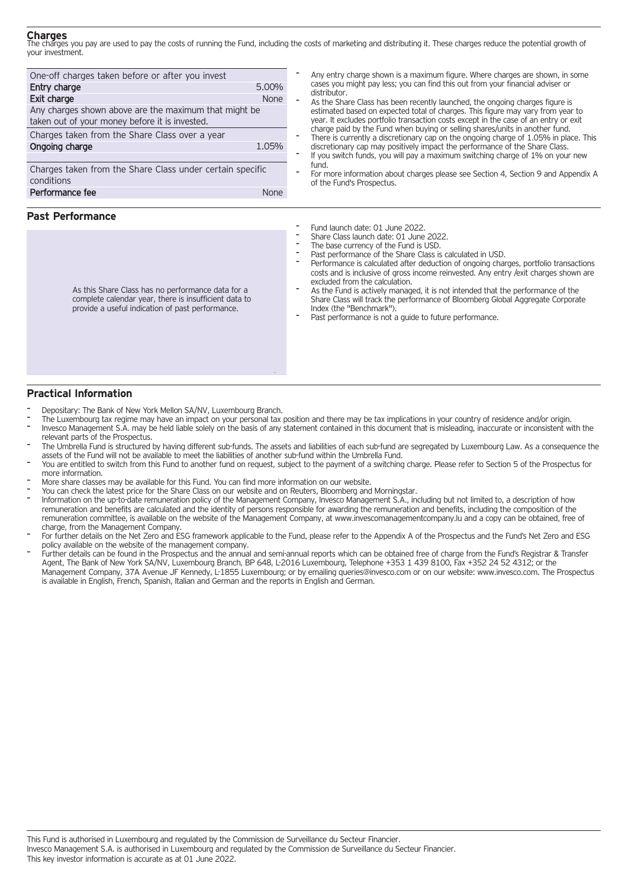## Charges

The charges you pay are used to pay the costs of running the Fund, including the costs of marketing and distributing it. These charges reduce the potential growth of your investment.

| | |
|---|---|
| One-off charges taken before or after you invest | |
| **Entry charge** | 5.00% |
| **Exit charge** | None |
| Any charges shown above are the maximum that might be taken out of your money before it is invested. | |
| Charges taken from the Share Class over a year | |
| **Ongoing charge** | 1.05% |
| Charges taken from the Share Class under certain specific conditions | |
| **Performance fee** | None |

- Any entry charge shown is a maximum figure. Where charges are shown, in some cases you might pay less; you can find this out from your financial adviser or distributor.
- As the Share Class has been recently launched, the ongoing charges figure is estimated based on expected total of charges. This figure may vary from year to year. It excludes portfolio transaction costs except in the case of an entry or exit charge paid by the Fund when buying or selling shares/units in another fund.
- There is currently a discretionary cap on the ongoing charge of 1.05% in place. This discretionary cap may positively impact the performance of the Share Class.
- If you switch funds, you will pay a maximum switching charge of 1% on your new fund.
- For more information about charges please see Section 4, Section 9 and Appendix A of the Fund's Prospectus.

## Past Performance

As this Share Class has no performance data for a complete calendar year, there is insufficient data to provide a useful indication of past performance.

- Fund launch date: 01 June 2022.
- Share Class launch date: 01 June 2022.
- The base currency of the Fund is USD.
- Past performance of the Share Class is calculated in USD.
- Performance is calculated after deduction of ongoing charges, portfolio transactions costs and is inclusive of gross income reinvested. Any entry /exit charges shown are excluded from the calculation.
- As the Fund is actively managed, it is not intended that the performance of the Share Class will track the performance of Bloomberg Global Aggregate Corporate Index (the "Benchmark").
- Past performance is not a guide to future performance.

## Practical Information

- Depositary: The Bank of New York Mellon SA/NV, Luxembourg Branch.
- The Luxembourg tax regime may have an impact on your personal tax position and there may be tax implications in your country of residence and/or origin.
- Invesco Management S.A. may be held liable solely on the basis of any statement contained in this document that is misleading, inaccurate or inconsistent with the relevant parts of the Prospectus.
- The Umbrella Fund is structured by having different sub-funds. The assets and liabilities of each sub-fund are segregated by Luxembourg Law. As a consequence the assets of the Fund will not be available to meet the liabilities of another sub-fund within the Umbrella Fund.
- You are entitled to switch from this Fund to another fund on request, subject to the payment of a switching charge. Please refer to Section 5 of the Prospectus for more information.
- More share classes may be available for this Fund. You can find more information on our website.
- You can check the latest price for the Share Class on our website and on Reuters, Bloomberg and Morningstar.
- Information on the up-to-date remuneration policy of the Management Company, Invesco Management S.A., including but not limited to, a description of how remuneration and benefits are calculated and the identity of persons responsible for awarding the remuneration and benefits, including the composition of the remuneration committee, is available on the website of the Management Company, at www.invescomanagementcompany.lu and a copy can be obtained, free of charge, from the Management Company.
- For further details on the Net Zero and ESG framework applicable to the Fund, please refer to the Appendix A of the Prospectus and the Fund's Net Zero and ESG policy available on the website of the management company.
- Further details can be found in the Prospectus and the annual and semi-annual reports which can be obtained free of charge from the Fund's Registrar & Transfer Agent, The Bank of New York SA/NV, Luxembourg Branch, BP 648, L-2016 Luxembourg, Telephone +353 1 439 8100, Fax +352 24 52 4312; or the Management Company, 37A Avenue JF Kennedy, L-1855 Luxembourg; or by emailing queries@invesco.com or on our website: www.invesco.com. The Prospectus is available in English, French, Spanish, Italian and German and the reports in English and German.

This Fund is authorised in Luxembourg and regulated by the Commission de Surveillance du Secteur Financier.
Invesco Management S.A. is authorised in Luxembourg and regulated by the Commission de Surveillance du Secteur Financier.
This key investor information is accurate as at 01 June 2022.